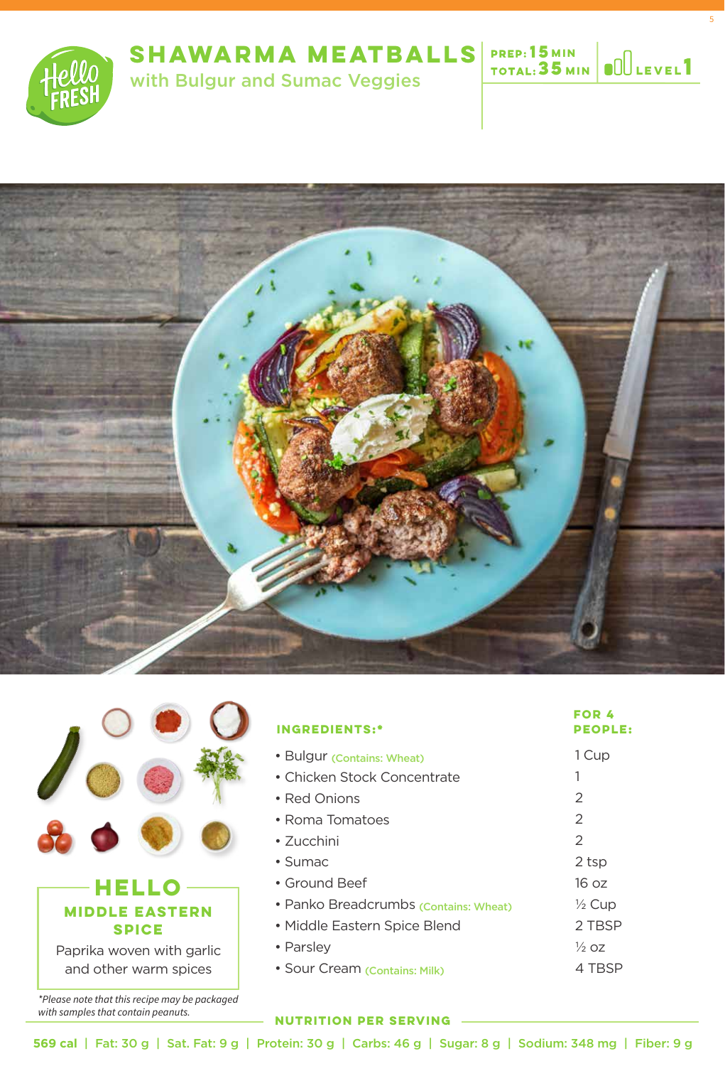# SHAWARMA MEATBALLS

with Bulgur and Sumac Veggies

PREP: 15 MIN
TOTAL: 35 MIN
LEVEL 1

## HELLO MIDDLE EASTERN SPICE

Paprika woven with garlic and other warm spices

*Please note that this recipe may be packaged with samples that contain peanuts.

| INGREDIENTS:* | FOR 4 PEOPLE: |
|---|---|
| • Bulgur (Contains: Wheat) | 1 Cup |
| • Chicken Stock Concentrate | 1 |
| • Red Onions | 2 |
| • Roma Tomatoes | 2 |
| • Zucchini | 2 |
| • Sumac | 2 tsp |
| • Ground Beef | 16 oz |
| • Panko Breadcrumbs (Contains: Wheat) | ½ Cup |
| • Middle Eastern Spice Blend | 2 TBSP |
| • Parsley | ½ oz |
| • Sour Cream (Contains: Milk) | 4 TBSP |

### NUTRITION PER SERVING

569 cal | Fat: 30 g | Sat. Fat: 9 g | Protein: 30 g | Carbs: 46 g | Sugar: 8 g | Sodium: 348 mg | Fiber: 9 g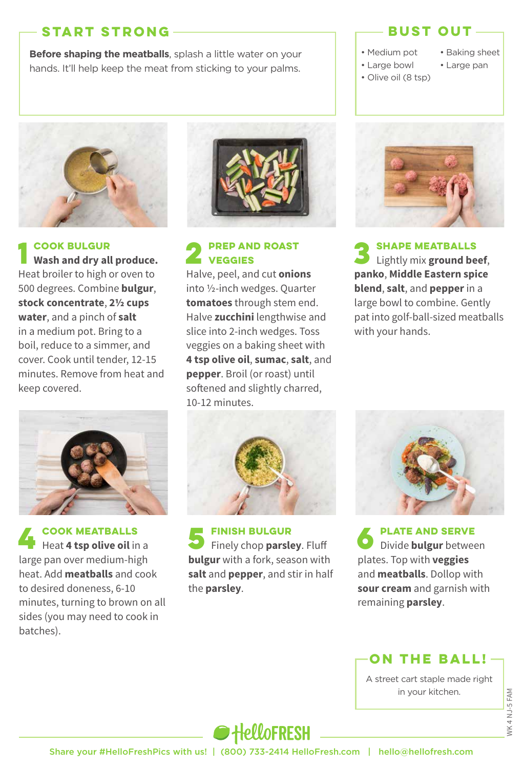## START STRONG

**Before shaping the meatballs**, splash a little water on your hands. It'll help keep the meat from sticking to your palms.

## BUST OUT

- Medium pot
- Large bowl
- Olive oil (8 tsp)
- Baking sheet
- Large pan

### 1 COOK BULGUR

**Wash and dry all produce.** Heat broiler to high or oven to 500 degrees. Combine **bulgur**, **stock concentrate**, **2½ cups water**, and a pinch of **salt** in a medium pot. Bring to a boil, reduce to a simmer, and cover. Cook until tender, 12-15 minutes. Remove from heat and keep covered.

### 2 PREP AND ROAST VEGGIES

Halve, peel, and cut **onions** into ½-inch wedges. Quarter **tomatoes** through stem end. Halve **zucchini** lengthwise and slice into 2-inch wedges. Toss veggies on a baking sheet with **4 tsp olive oil**, **sumac**, **salt**, and **pepper**. Broil (or roast) until softened and slightly charred, 10-12 minutes.

### 3 SHAPE MEATBALLS

Lightly mix **ground beef**, **panko**, **Middle Eastern spice blend**, **salt**, and **pepper** in a large bowl to combine. Gently pat into golf-ball-sized meatballs with your hands.

### 4 COOK MEATBALLS

Heat **4 tsp olive oil** in a large pan over medium-high heat. Add **meatballs** and cook to desired doneness, 6-10 minutes, turning to brown on all sides (you may need to cook in batches).

### 5 FINISH BULGUR

Finely chop **parsley**. Fluff **bulgur** with a fork, season with **salt** and **pepper**, and stir in half the **parsley**.

### 6 PLATE AND SERVE

Divide **bulgur** between plates. Top with **veggies** and **meatballs**. Dollop with **sour cream** and garnish with remaining **parsley**.

## ON THE BALL!

A street cart staple made right in your kitchen.

WK 4 NJ-5 FAM

HelloFRESH

Share your #HelloFreshPics with us! | (800) 733-2414 HelloFresh.com | hello@hellofresh.com